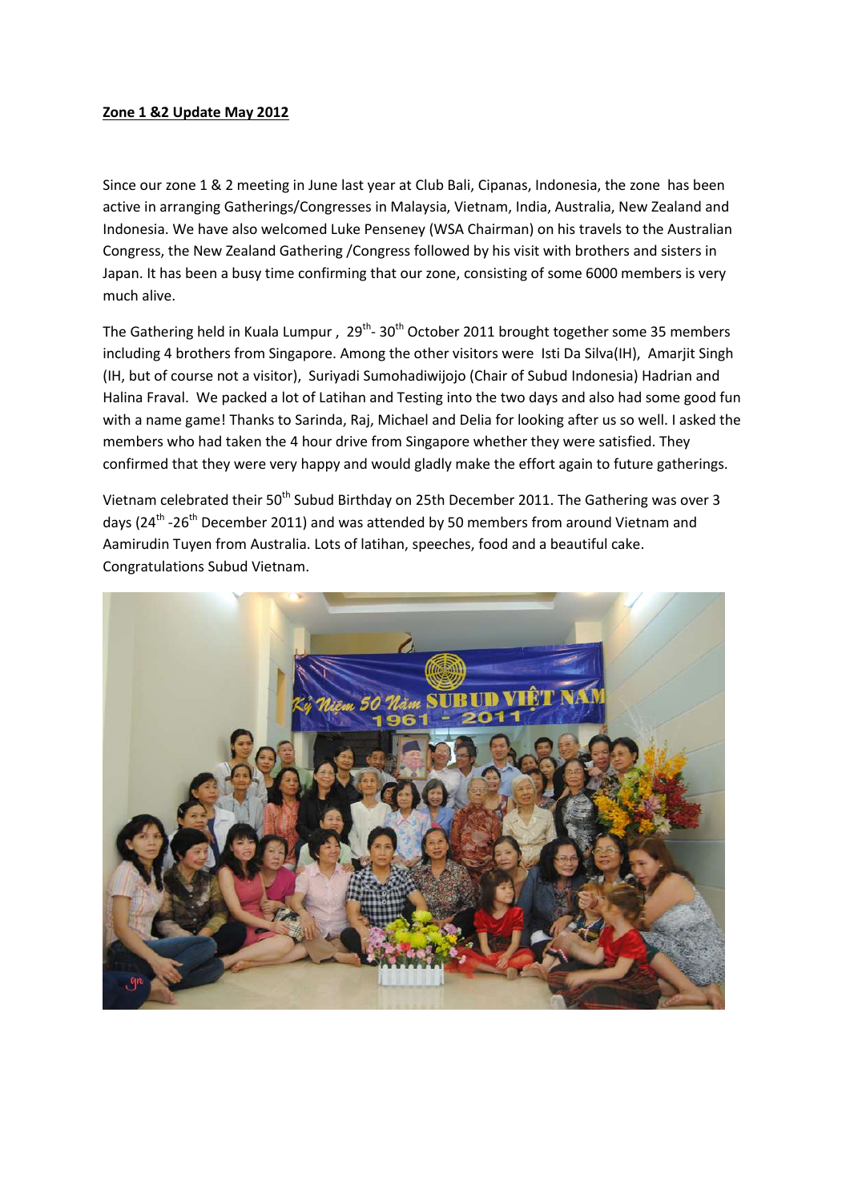**Zone 1 &2 Update May 2012**

Since our zone 1 & 2 meeting in June last year at Club Bali, Cipanas, Indonesia, the zone has been active in arranging Gatherings/Congresses in Malaysia, Vietnam, India, Australia, New Zealand and Indonesia. We have also welcomed Luke Penseney (WSA Chairman) on his travels to the Australian Congress, the New Zealand Gathering /Congress followed by his visit with brothers and sisters in Japan. It has been a busy time confirming that our zone, consisting of some 6000 members is very much alive.

The Gathering held in Kuala Lumpur , 29th- 30th October 2011 brought together some 35 members including 4 brothers from Singapore. Among the other visitors were Isti Da Silva(IH), Amarjit Singh (IH, but of course not a visitor), Suriyadi Sumohadiwijojo (Chair of Subud Indonesia) Hadrian and Halina Fraval. We packed a lot of Latihan and Testing into the two days and also had some good fun with a name game! Thanks to Sarinda, Raj, Michael and Delia for looking after us so well. I asked the members who had taken the 4 hour drive from Singapore whether they were satisfied. They confirmed that they were very happy and would gladly make the effort again to future gatherings.

Vietnam celebrated their 50th Subud Birthday on 25th December 2011. The Gathering was over 3 days (24th -26th December 2011) and was attended by 50 members from around Vietnam and Aamirudin Tuyen from Australia. Lots of latihan, speeches, food and a beautiful cake. Congratulations Subud Vietnam.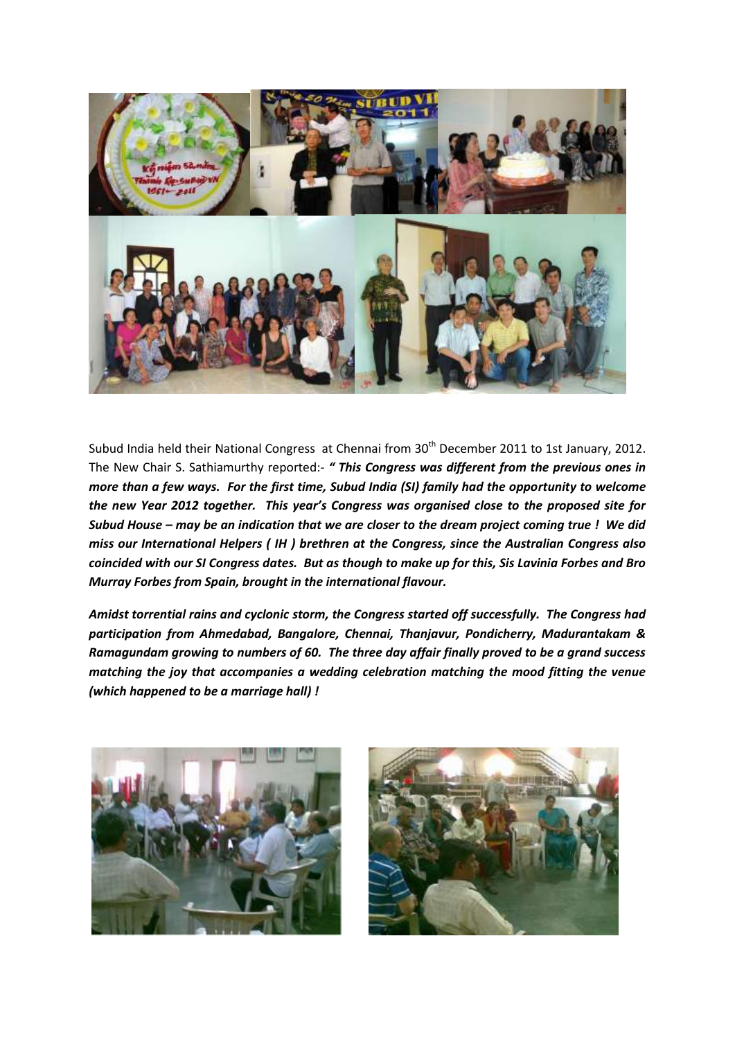Subud India held their National Congress at Chennai from 30th December 2011 to 1st January, 2012. The New Chair S. Sathiamurthy reported:- ***" This Congress was different from the previous ones in more than a few ways. For the first time, Subud India (SI) family had the opportunity to welcome the new Year 2012 together. This year's Congress was organised close to the proposed site for Subud House – may be an indication that we are closer to the dream project coming true ! We did miss our International Helpers ( IH ) brethren at the Congress, since the Australian Congress also coincided with our SI Congress dates. But as though to make up for this, Sis Lavinia Forbes and Bro Murray Forbes from Spain, brought in the international flavour.***

***Amidst torrential rains and cyclonic storm, the Congress started off successfully. The Congress had participation from Ahmedabad, Bangalore, Chennai, Thanjavur, Pondicherry, Madurantakam & Ramagundam growing to numbers of 60. The three day affair finally proved to be a grand success matching the joy that accompanies a wedding celebration matching the mood fitting the venue (which happened to be a marriage hall) !***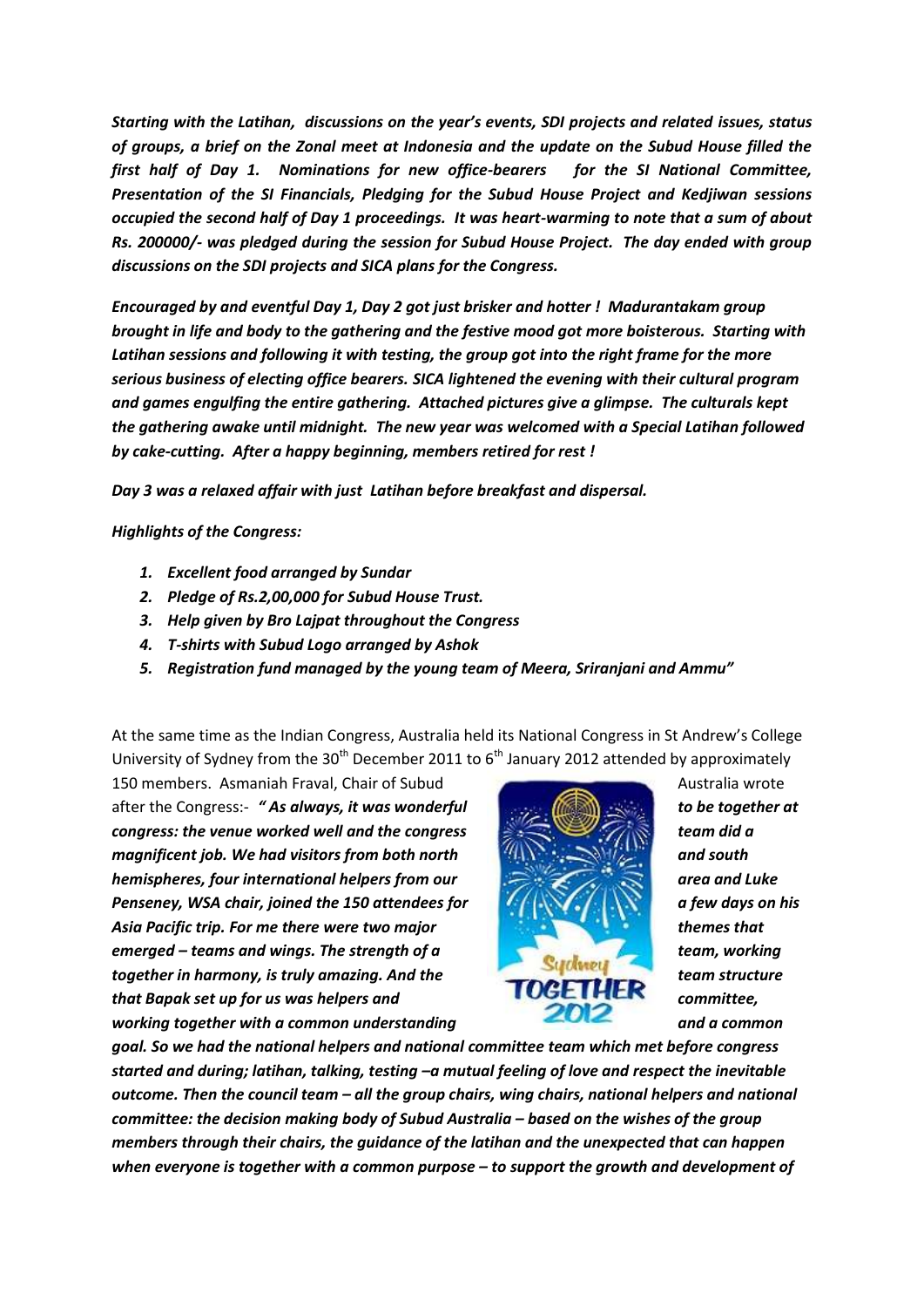*Starting with the Latihan, discussions on the year's events, SDI projects and related issues, status of groups, a brief on the Zonal meet at Indonesia and the update on the Subud House filled the first half of Day 1. Nominations for new office-bearers for the SI National Committee, Presentation of the SI Financials, Pledging for the Subud House Project and Kedjiwan sessions occupied the second half of Day 1 proceedings. It was heart-warming to note that a sum of about Rs. 200000/- was pledged during the session for Subud House Project. The day ended with group discussions on the SDI projects and SICA plans for the Congress.*

*Encouraged by and eventful Day 1, Day 2 got just brisker and hotter ! Madurantakam group brought in life and body to the gathering and the festive mood got more boisterous. Starting with Latihan sessions and following it with testing, the group got into the right frame for the more serious business of electing office bearers. SICA lightened the evening with their cultural program and games engulfing the entire gathering. Attached pictures give a glimpse. The culturals kept the gathering awake until midnight. The new year was welcomed with a Special Latihan followed by cake-cutting. After a happy beginning, members retired for rest !*

*Day 3 was a relaxed affair with just Latihan before breakfast and dispersal.*

***Highlights of the Congress:***

1. ***Excellent food arranged by Sundar***
2. ***Pledge of Rs.2,00,000 for Subud House Trust.***
3. ***Help given by Bro Lajpat throughout the Congress***
4. ***T-shirts with Subud Logo arranged by Ashok***
5. ***Registration fund managed by the young team of Meera, Sriranjani and Ammu"***

At the same time as the Indian Congress, Australia held its National Congress in St Andrew's College University of Sydney from the 30th December 2011 to 6th January 2012 attended by approximately 150 members. Asmaniah Fraval, Chair of Subud Australia wrote after the Congress:- ***" As always, it was wonderful to be together at congress: the venue worked well and the congress team did a magnificent job. We had visitors from both north and south hemispheres, four international helpers from our area and Luke Penseney, WSA chair, joined the 150 attendees for a few days on his Asia Pacific trip. For me there were two major themes that emerged – teams and wings. The strength of a team, working together in harmony, is truly amazing. And the team structure that Bapak set up for us was helpers and committee, working together with a common understanding and a common goal. So we had the national helpers and national committee team which met before congress started and during; latihan, talking, testing –a mutual feeling of love and respect the inevitable outcome. Then the council team – all the group chairs, wing chairs, national helpers and national committee: the decision making body of Subud Australia – based on the wishes of the group members through their chairs, the guidance of the latihan and the unexpected that can happen when everyone is together with a common purpose – to support the growth and development of***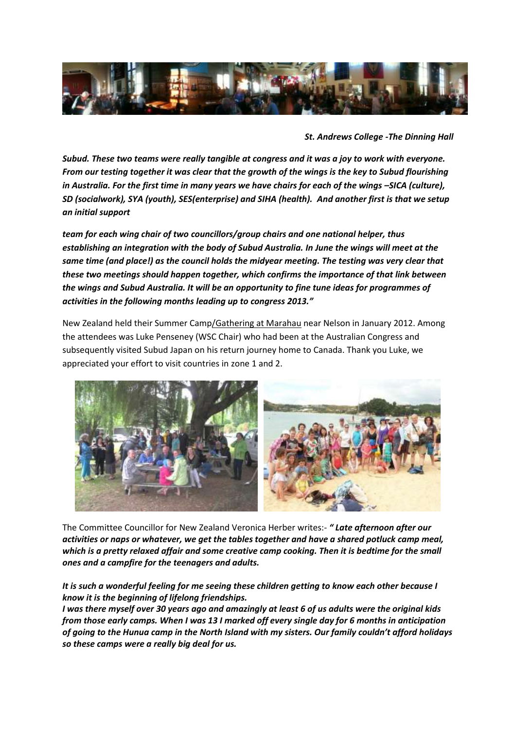*St. Andrews College -The Dinning Hall*

***Subud. These two teams were really tangible at congress and it was a joy to work with everyone. From our testing together it was clear that the growth of the wings is the key to Subud flourishing in Australia. For the first time in many years we have chairs for each of the wings –SICA (culture), SD (socialwork), SYA (youth), SES(enterprise) and SIHA (health). And another first is that we setup an initial support***

***team for each wing chair of two councillors/group chairs and one national helper, thus establishing an integration with the body of Subud Australia. In June the wings will meet at the same time (and place!) as the council holds the midyear meeting. The testing was very clear that these two meetings should happen together, which confirms the importance of that link between the wings and Subud Australia. It will be an opportunity to fine tune ideas for programmes of activities in the following months leading up to congress 2013."***

New Zealand held their Summer Camp/Gathering at Marahau near Nelson in January 2012. Among the attendees was Luke Penseney (WSC Chair) who had been at the Australian Congress and subsequently visited Subud Japan on his return journey home to Canada. Thank you Luke, we appreciated your effort to visit countries in zone 1 and 2.

The Committee Councillor for New Zealand Veronica Herber writes:- ***" Late afternoon after our activities or naps or whatever, we get the tables together and have a shared potluck camp meal, which is a pretty relaxed affair and some creative camp cooking. Then it is bedtime for the small ones and a campfire for the teenagers and adults.***

***It is such a wonderful feeling for me seeing these children getting to know each other because I know it is the beginning of lifelong friendships.***

***I was there myself over 30 years ago and amazingly at least 6 of us adults were the original kids from those early camps. When I was 13 I marked off every single day for 6 months in anticipation of going to the Hunua camp in the North Island with my sisters. Our family couldn't afford holidays so these camps were a really big deal for us.***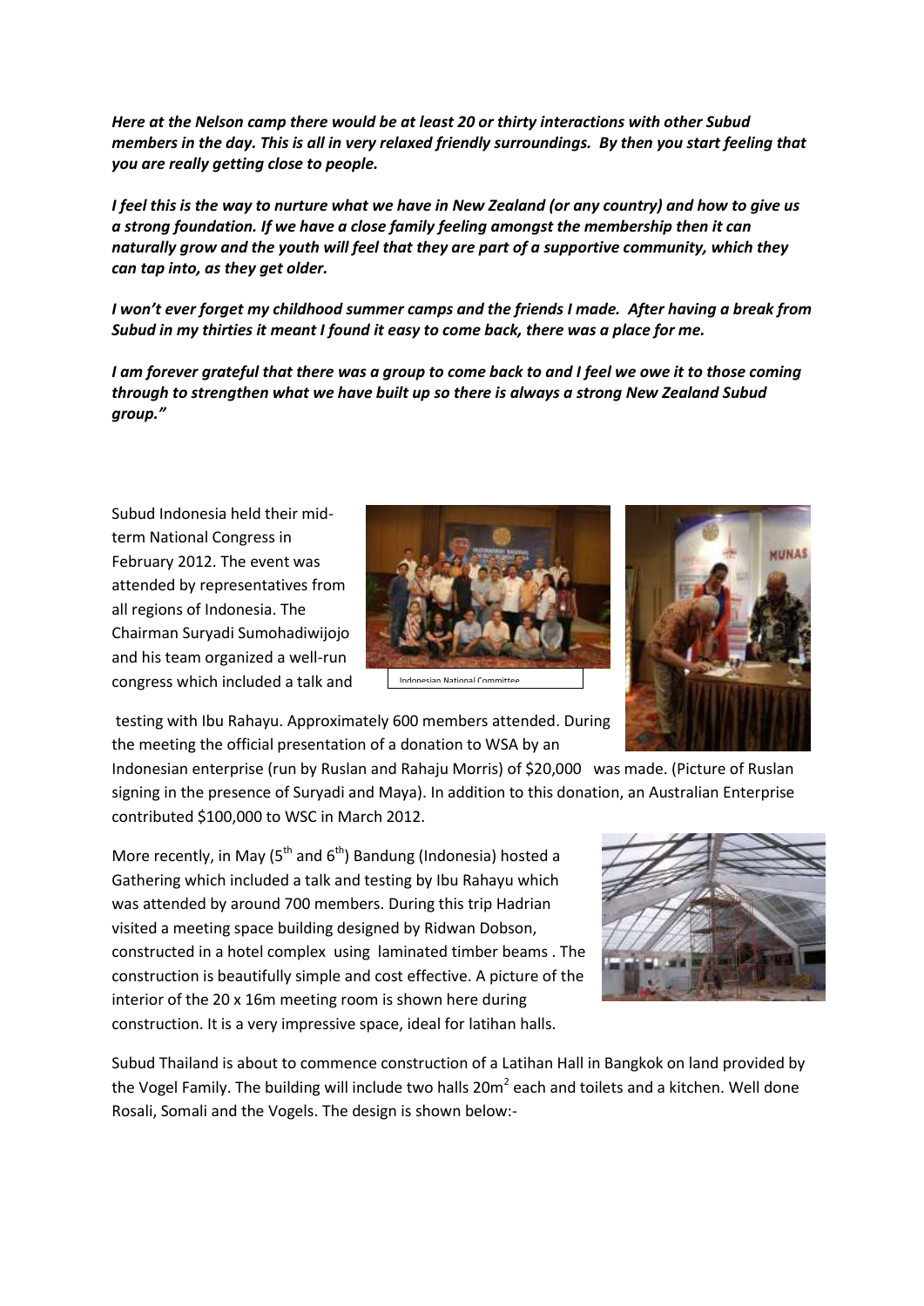*Here at the Nelson camp there would be at least 20 or thirty interactions with other Subud members in the day. This is all in very relaxed friendly surroundings. By then you start feeling that you are really getting close to people.*

*I feel this is the way to nurture what we have in New Zealand (or any country) and how to give us a strong foundation. If we have a close family feeling amongst the membership then it can naturally grow and the youth will feel that they are part of a supportive community, which they can tap into, as they get older.*

*I won't ever forget my childhood summer camps and the friends I made. After having a break from Subud in my thirties it meant I found it easy to come back, there was a place for me.*

*I am forever grateful that there was a group to come back to and I feel we owe it to those coming through to strengthen what we have built up so there is always a strong New Zealand Subud group."*

Subud Indonesia held their mid-term National Congress in February 2012. The event was attended by representatives from all regions of Indonesia. The Chairman Suryadi Sumohadiwijojo and his team organized a well-run congress which included a talk and testing with Ibu Rahayu. Approximately 600 members attended. During the meeting the official presentation of a donation to WSA by an Indonesian enterprise (run by Ruslan and Rahaju Morris) of $20,000 was made. (Picture of Ruslan signing in the presence of Suryadi and Maya). In addition to this donation, an Australian Enterprise contributed $100,000 to WSC in March 2012.

Indonesian National Committee

More recently, in May (5th and 6th) Bandung (Indonesia) hosted a Gathering which included a talk and testing by Ibu Rahayu which was attended by around 700 members. During this trip Hadrian visited a meeting space building designed by Ridwan Dobson, constructed in a hotel complex using laminated timber beams . The construction is beautifully simple and cost effective. A picture of the interior of the 20 x 16m meeting room is shown here during construction. It is a very impressive space, ideal for latihan halls.

Subud Thailand is about to commence construction of a Latihan Hall in Bangkok on land provided by the Vogel Family. The building will include two halls 20m$^2$ each and toilets and a kitchen. Well done Rosali, Somali and the Vogels. The design is shown below:-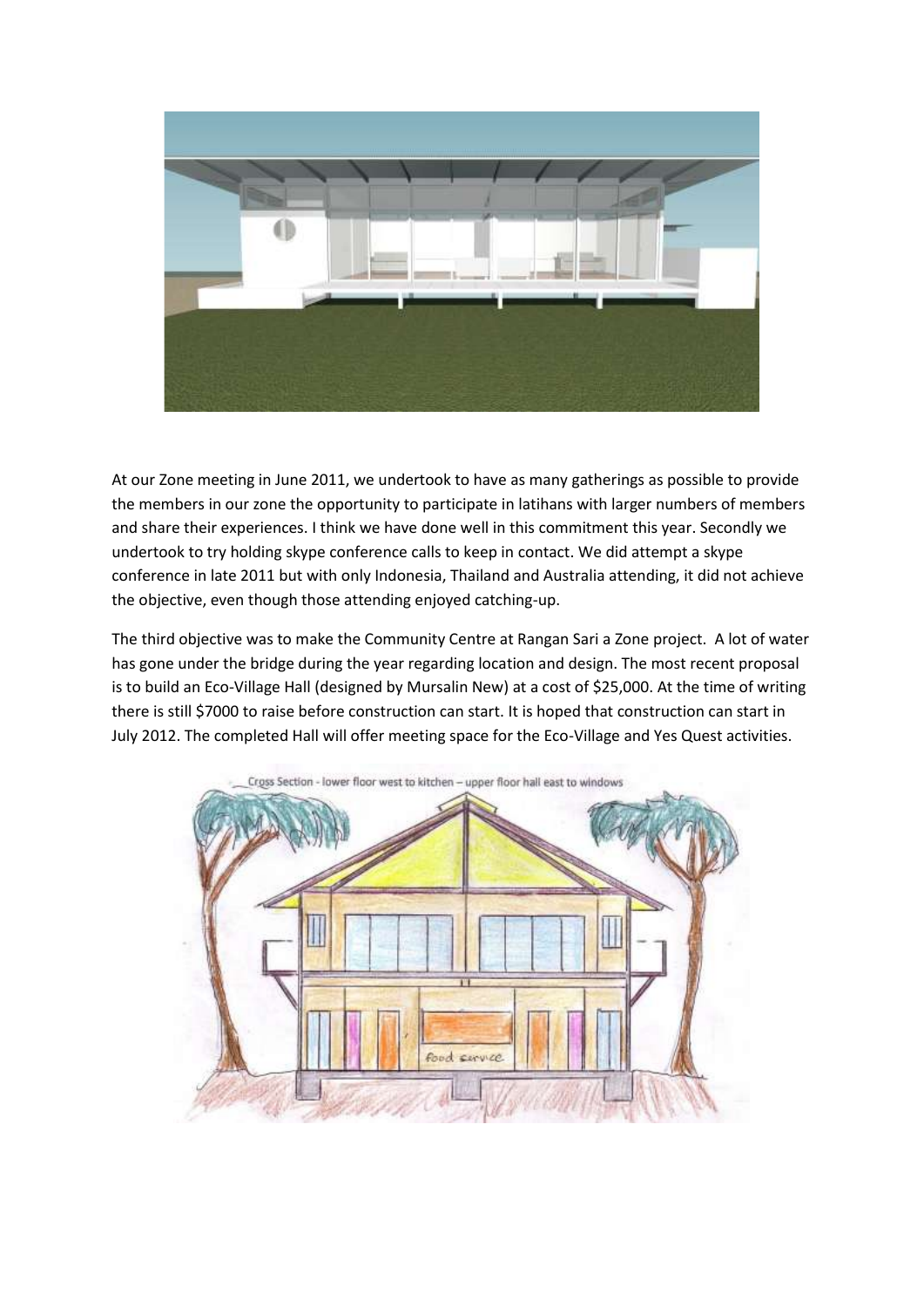At our Zone meeting in June 2011, we undertook to have as many gatherings as possible to provide the members in our zone the opportunity to participate in latihans with larger numbers of members and share their experiences. I think we have done well in this commitment this year. Secondly we undertook to try holding skype conference calls to keep in contact. We did attempt a skype conference in late 2011 but with only Indonesia, Thailand and Australia attending, it did not achieve the objective, even though those attending enjoyed catching-up.

The third objective was to make the Community Centre at Rangan Sari a Zone project. A lot of water has gone under the bridge during the year regarding location and design. The most recent proposal is to build an Eco-Village Hall (designed by Mursalin New) at a cost of $25,000. At the time of writing there is still $7000 to raise before construction can start. It is hoped that construction can start in July 2012. The completed Hall will offer meeting space for the Eco-Village and Yes Quest activities.

Cross Section - lower floor west to kitchen – upper floor hall east to windows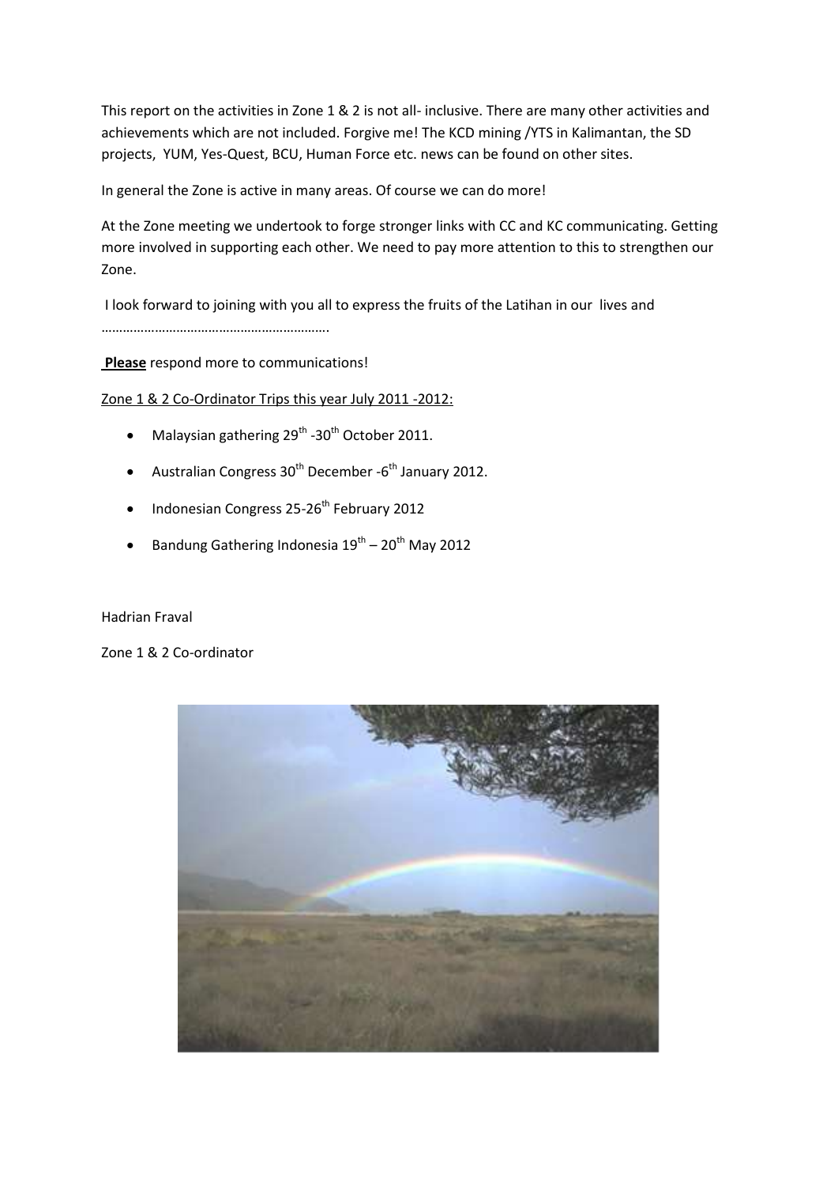This report on the activities in Zone 1 & 2 is not all- inclusive. There are many other activities and achievements which are not included. Forgive me! The KCD mining /YTS in Kalimantan, the SD projects, YUM, Yes-Quest, BCU, Human Force etc. news can be found on other sites.

In general the Zone is active in many areas. Of course we can do more!

At the Zone meeting we undertook to forge stronger links with CC and KC communicating. Getting more involved in supporting each other. We need to pay more attention to this to strengthen our Zone.

I look forward to joining with you all to express the fruits of the Latihan in our lives and …………………………………………………….

**Please** respond more to communications!

Zone 1 & 2 Co-Ordinator Trips this year July 2011 -2012:

- Malaysian gathering 29th -30th October 2011.
- Australian Congress 30th December -6th January 2012.
- Indonesian Congress 25-26th February 2012
- Bandung Gathering Indonesia 19th – 20th May 2012

Hadrian Fraval

Zone 1 & 2 Co-ordinator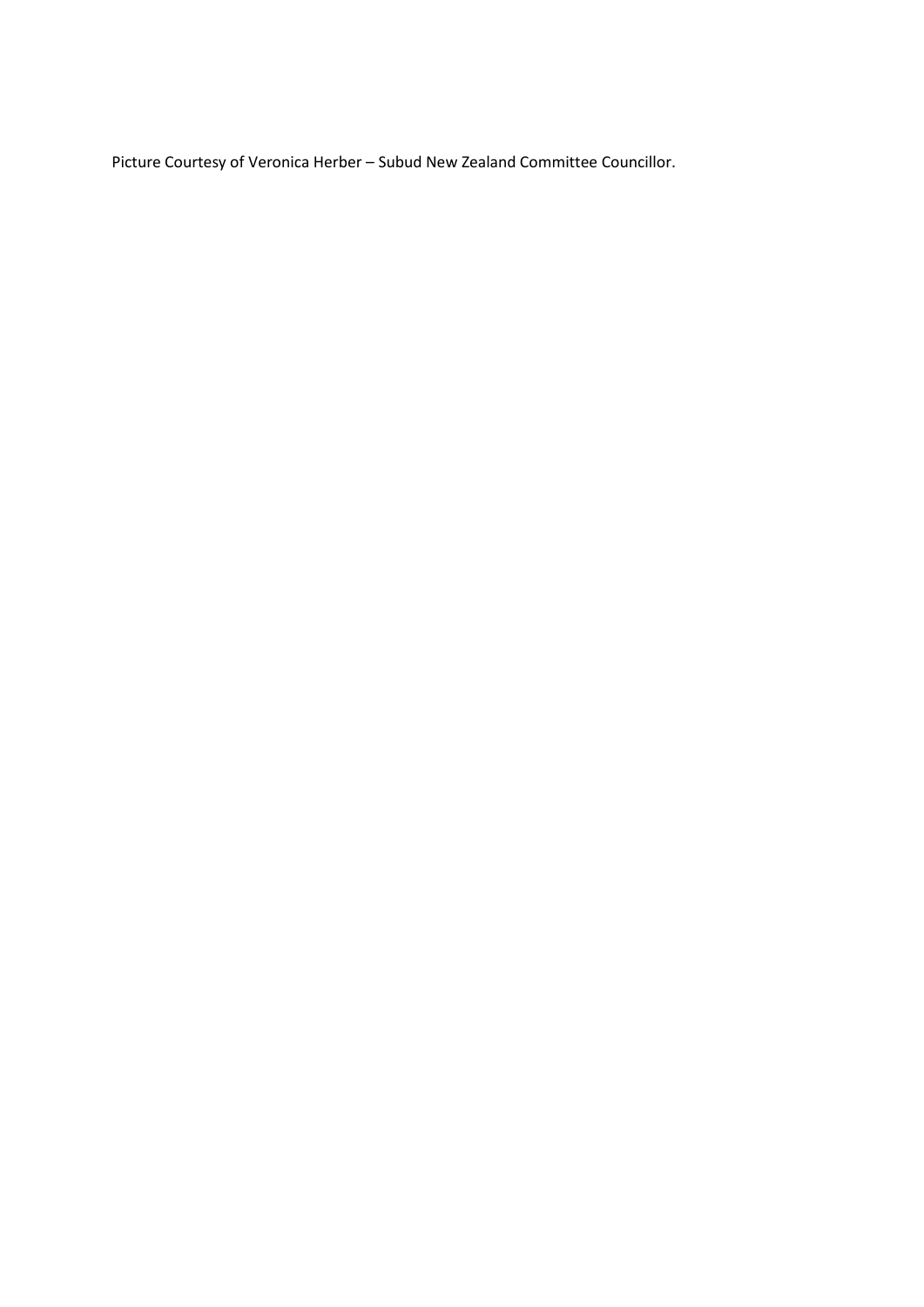Picture Courtesy of Veronica Herber – Subud New Zealand Committee Councillor.